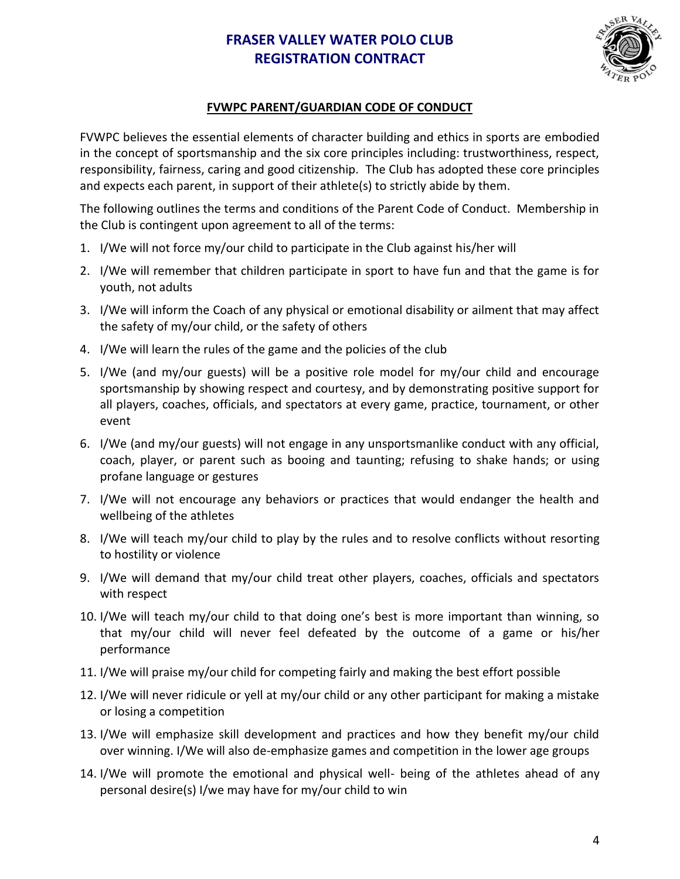# FRASER VALLEY WATER POLO CLUB
# REGISTRATION CONTRACT

## FVWPC PARENT/GUARDIAN CODE OF CONDUCT

FVWPC believes the essential elements of character building and ethics in sports are embodied in the concept of sportsmanship and the six core principles including: trustworthiness, respect, responsibility, fairness, caring and good citizenship. The Club has adopted these core principles and expects each parent, in support of their athlete(s) to strictly abide by them.

The following outlines the terms and conditions of the Parent Code of Conduct. Membership in the Club is contingent upon agreement to all of the terms:

1. I/We will not force my/our child to participate in the Club against his/her will
2. I/We will remember that children participate in sport to have fun and that the game is for youth, not adults
3. I/We will inform the Coach of any physical or emotional disability or ailment that may affect the safety of my/our child, or the safety of others
4. I/We will learn the rules of the game and the policies of the club
5. I/We (and my/our guests) will be a positive role model for my/our child and encourage sportsmanship by showing respect and courtesy, and by demonstrating positive support for all players, coaches, officials, and spectators at every game, practice, tournament, or other event
6. I/We (and my/our guests) will not engage in any unsportsmanlike conduct with any official, coach, player, or parent such as booing and taunting; refusing to shake hands; or using profane language or gestures
7. I/We will not encourage any behaviors or practices that would endanger the health and wellbeing of the athletes
8. I/We will teach my/our child to play by the rules and to resolve conflicts without resorting to hostility or violence
9. I/We will demand that my/our child treat other players, coaches, officials and spectators with respect
10. I/We will teach my/our child to that doing one's best is more important than winning, so that my/our child will never feel defeated by the outcome of a game or his/her performance
11. I/We will praise my/our child for competing fairly and making the best effort possible
12. I/We will never ridicule or yell at my/our child or any other participant for making a mistake or losing a competition
13. I/We will emphasize skill development and practices and how they benefit my/our child over winning. I/We will also de-emphasize games and competition in the lower age groups
14. I/We will promote the emotional and physical well- being of the athletes ahead of any personal desire(s) I/we may have for my/our child to win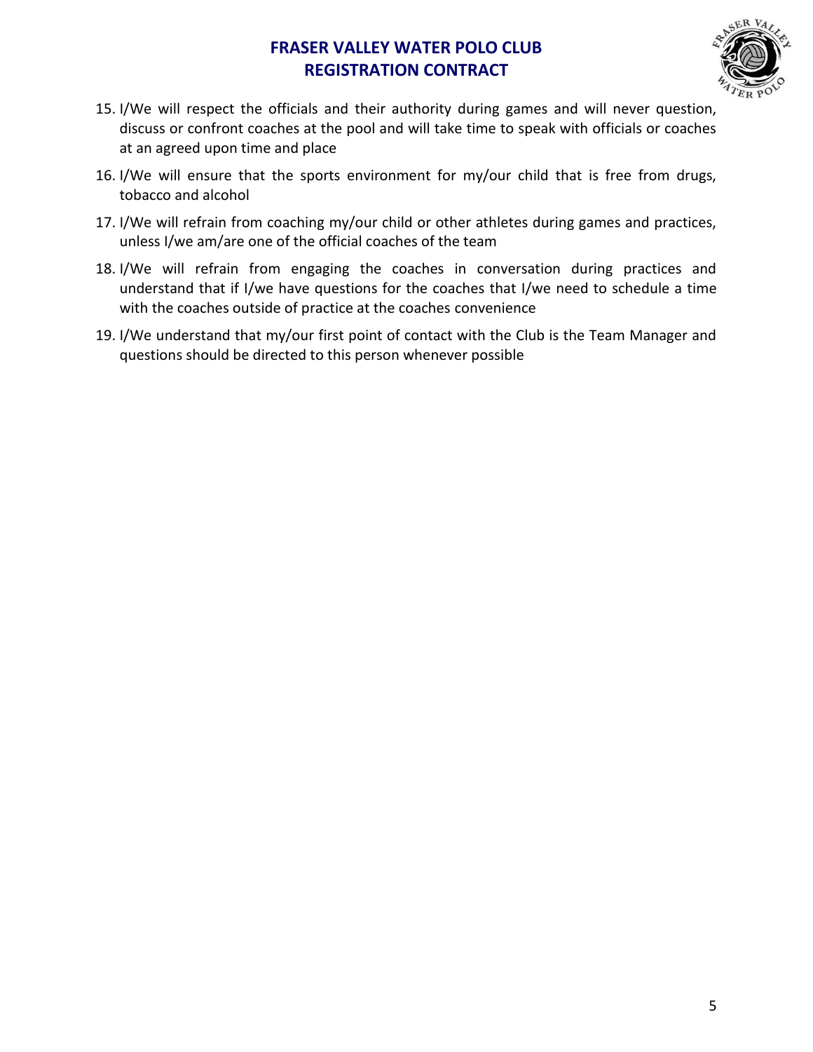15. I/We will respect the officials and their authority during games and will never question, discuss or confront coaches at the pool and will take time to speak with officials or coaches at an agreed upon time and place
16. I/We will ensure that the sports environment for my/our child that is free from drugs, tobacco and alcohol
17. I/We will refrain from coaching my/our child or other athletes during games and practices, unless I/we am/are one of the official coaches of the team
18. I/We will refrain from engaging the coaches in conversation during practices and understand that if I/we have questions for the coaches that I/we need to schedule a time with the coaches outside of practice at the coaches convenience
19. I/We understand that my/our first point of contact with the Club is the Team Manager and questions should be directed to this person whenever possible